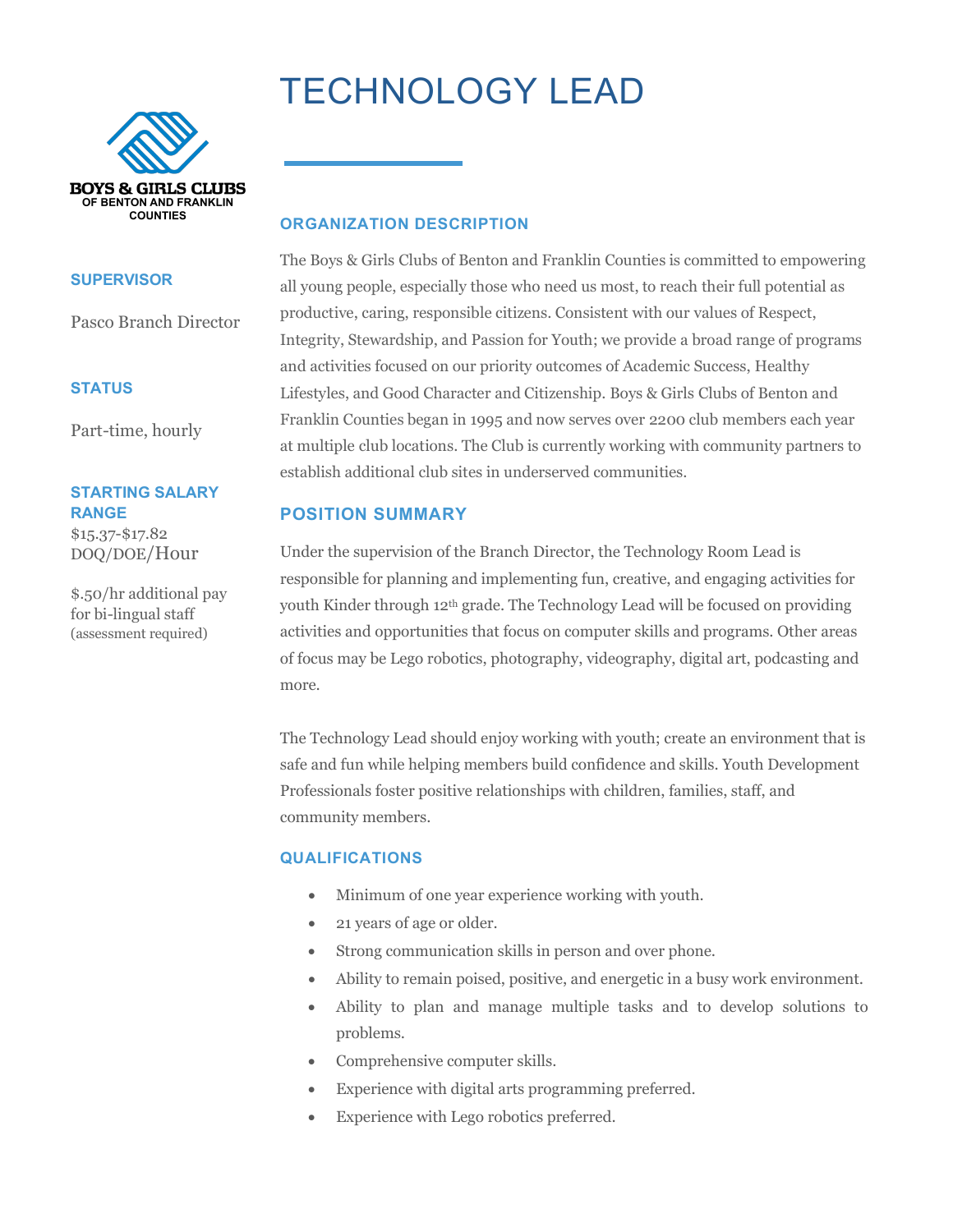# TECHNOLOGY LEAD

BOYS & GIRLS CLUBS
OF BENTON AND FRANKLIN COUNTIES

### SUPERVISOR

Pasco Branch Director

### STATUS

Part-time, hourly

### STARTING SALARY RANGE

$15.37-$17.82 DOQ/DOE/Hour

$.50/hr additional pay for bi-lingual staff (assessment required)

## ORGANIZATION DESCRIPTION

The Boys & Girls Clubs of Benton and Franklin Counties is committed to empowering all young people, especially those who need us most, to reach their full potential as productive, caring, responsible citizens. Consistent with our values of Respect, Integrity, Stewardship, and Passion for Youth; we provide a broad range of programs and activities focused on our priority outcomes of Academic Success, Healthy Lifestyles, and Good Character and Citizenship. Boys & Girls Clubs of Benton and Franklin Counties began in 1995 and now serves over 2200 club members each year at multiple club locations. The Club is currently working with community partners to establish additional club sites in underserved communities.

## POSITION SUMMARY

Under the supervision of the Branch Director, the Technology Room Lead is responsible for planning and implementing fun, creative, and engaging activities for youth Kinder through 12th grade. The Technology Lead will be focused on providing activities and opportunities that focus on computer skills and programs. Other areas of focus may be Lego robotics, photography, videography, digital art, podcasting and more.

The Technology Lead should enjoy working with youth; create an environment that is safe and fun while helping members build confidence and skills. Youth Development Professionals foster positive relationships with children, families, staff, and community members.

## QUALIFICATIONS

- Minimum of one year experience working with youth.
- 21 years of age or older.
- Strong communication skills in person and over phone.
- Ability to remain poised, positive, and energetic in a busy work environment.
- Ability to plan and manage multiple tasks and to develop solutions to problems.
- Comprehensive computer skills.
- Experience with digital arts programming preferred.
- Experience with Lego robotics preferred.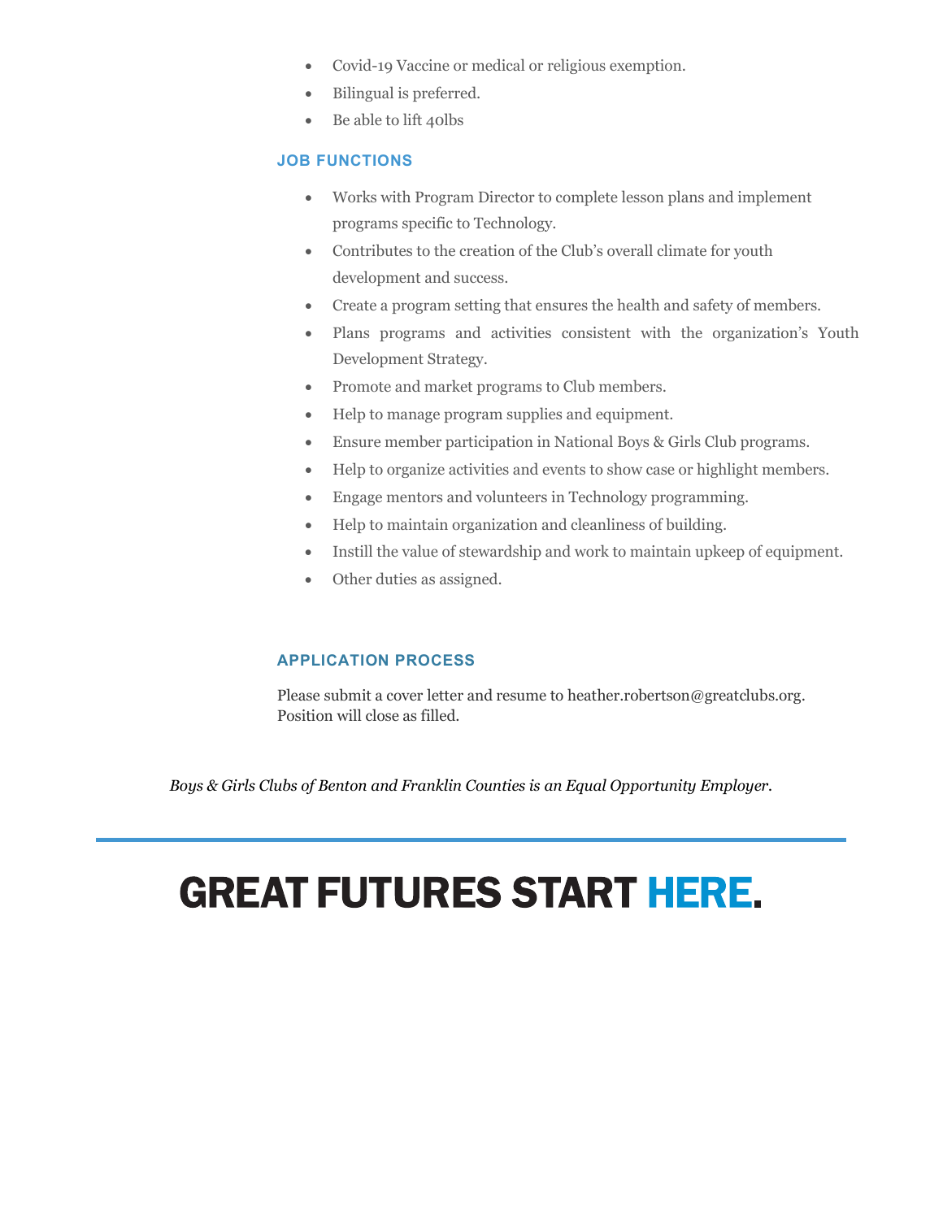- Covid-19 Vaccine or medical or religious exemption.
- Bilingual is preferred.
- Be able to lift 40lbs

### JOB FUNCTIONS

- Works with Program Director to complete lesson plans and implement programs specific to Technology.
- Contributes to the creation of the Club's overall climate for youth development and success.
- Create a program setting that ensures the health and safety of members.
- Plans programs and activities consistent with the organization's Youth Development Strategy.
- Promote and market programs to Club members.
- Help to manage program supplies and equipment.
- Ensure member participation in National Boys & Girls Club programs.
- Help to organize activities and events to show case or highlight members.
- Engage mentors and volunteers in Technology programming.
- Help to maintain organization and cleanliness of building.
- Instill the value of stewardship and work to maintain upkeep of equipment.
- Other duties as assigned.

### APPLICATION PROCESS

Please submit a cover letter and resume to heather.robertson@greatclubs.org.
Position will close as filled.

*Boys & Girls Clubs of Benton and Franklin Counties is an Equal Opportunity Employer.*

---

# GREAT FUTURES START HERE.